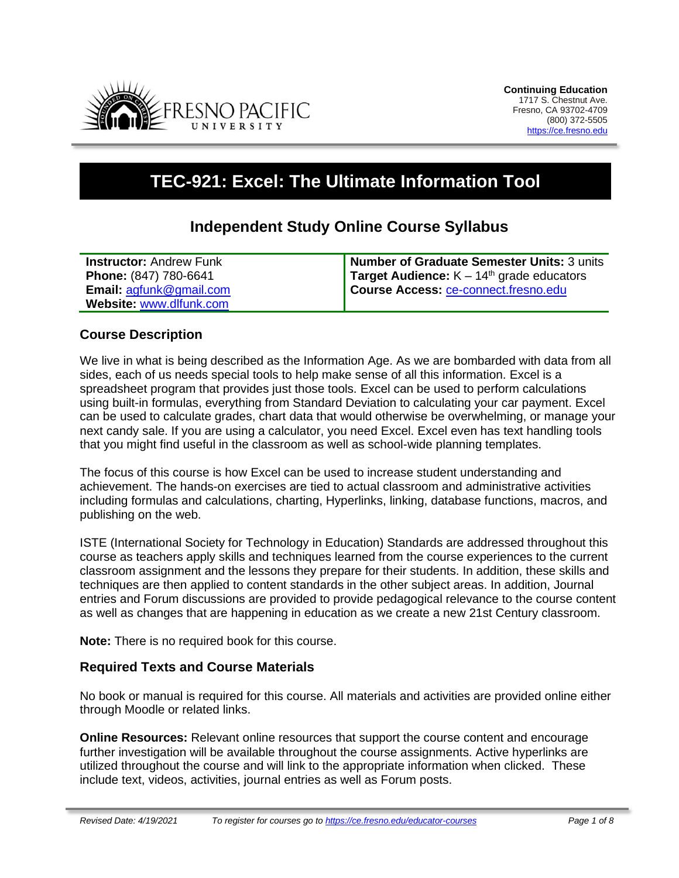**Continuing Education**
1717 S. Chestnut Ave.
Fresno, CA 93702-4709
(800) 372-5505
https://ce.fresno.edu

# TEC-921: Excel: The Ultimate Information Tool

## Independent Study Online Course Syllabus

| | |
|---|---|
| **Instructor:** Andrew Funk<br>**Phone:** (847) 780-6641<br>**Email:** agfunk@gmail.com<br>**Website:** www.dlfunk.com | **Number of Graduate Semester Units:** 3 units<br>**Target Audience:** K – 14th grade educators<br>**Course Access:** ce-connect.fresno.edu |

### Course Description

We live in what is being described as the Information Age. As we are bombarded with data from all sides, each of us needs special tools to help make sense of all this information. Excel is a spreadsheet program that provides just those tools. Excel can be used to perform calculations using built-in formulas, everything from Standard Deviation to calculating your car payment. Excel can be used to calculate grades, chart data that would otherwise be overwhelming, or manage your next candy sale. If you are using a calculator, you need Excel. Excel even has text handling tools that you might find useful in the classroom as well as school-wide planning templates.

The focus of this course is how Excel can be used to increase student understanding and achievement. The hands-on exercises are tied to actual classroom and administrative activities including formulas and calculations, charting, Hyperlinks, linking, database functions, macros, and publishing on the web.

ISTE (International Society for Technology in Education) Standards are addressed throughout this course as teachers apply skills and techniques learned from the course experiences to the current classroom assignment and the lessons they prepare for their students. In addition, these skills and techniques are then applied to content standards in the other subject areas. In addition, Journal entries and Forum discussions are provided to provide pedagogical relevance to the course content as well as changes that are happening in education as we create a new 21st Century classroom.

**Note:** There is no required book for this course.

### Required Texts and Course Materials

No book or manual is required for this course. All materials and activities are provided online either through Moodle or related links.

**Online Resources:** Relevant online resources that support the course content and encourage further investigation will be available throughout the course assignments. Active hyperlinks are utilized throughout the course and will link to the appropriate information when clicked. These include text, videos, activities, journal entries as well as Forum posts.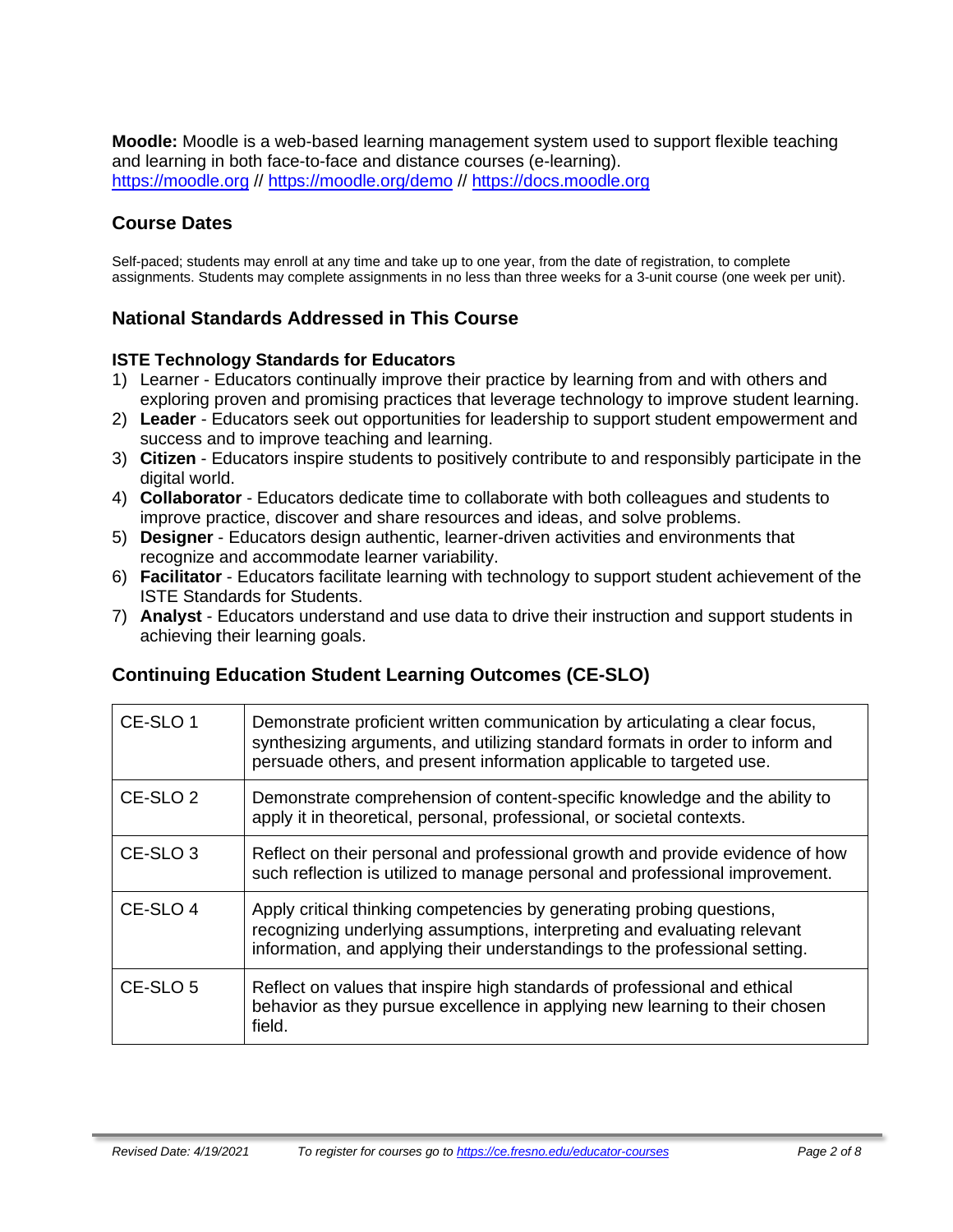**Moodle:** Moodle is a web-based learning management system used to support flexible teaching and learning in both face-to-face and distance courses (e-learning).
https://moodle.org // https://moodle.org/demo // https://docs.moodle.org

## Course Dates

Self-paced; students may enroll at any time and take up to one year, from the date of registration, to complete assignments. Students may complete assignments in no less than three weeks for a 3-unit course (one week per unit).

## National Standards Addressed in This Course

### ISTE Technology Standards for Educators

1) Learner - Educators continually improve their practice by learning from and with others and exploring proven and promising practices that leverage technology to improve student learning.
2) **Leader** - Educators seek out opportunities for leadership to support student empowerment and success and to improve teaching and learning.
3) **Citizen** - Educators inspire students to positively contribute to and responsibly participate in the digital world.
4) **Collaborator** - Educators dedicate time to collaborate with both colleagues and students to improve practice, discover and share resources and ideas, and solve problems.
5) **Designer** - Educators design authentic, learner-driven activities and environments that recognize and accommodate learner variability.
6) **Facilitator** - Educators facilitate learning with technology to support student achievement of the ISTE Standards for Students.
7) **Analyst** - Educators understand and use data to drive their instruction and support students in achieving their learning goals.

## Continuing Education Student Learning Outcomes (CE-SLO)

| | |
|---|---|
| CE-SLO 1 | Demonstrate proficient written communication by articulating a clear focus, synthesizing arguments, and utilizing standard formats in order to inform and persuade others, and present information applicable to targeted use. |
| CE-SLO 2 | Demonstrate comprehension of content-specific knowledge and the ability to apply it in theoretical, personal, professional, or societal contexts. |
| CE-SLO 3 | Reflect on their personal and professional growth and provide evidence of how such reflection is utilized to manage personal and professional improvement. |
| CE-SLO 4 | Apply critical thinking competencies by generating probing questions, recognizing underlying assumptions, interpreting and evaluating relevant information, and applying their understandings to the professional setting. |
| CE-SLO 5 | Reflect on values that inspire high standards of professional and ethical behavior as they pursue excellence in applying new learning to their chosen field. |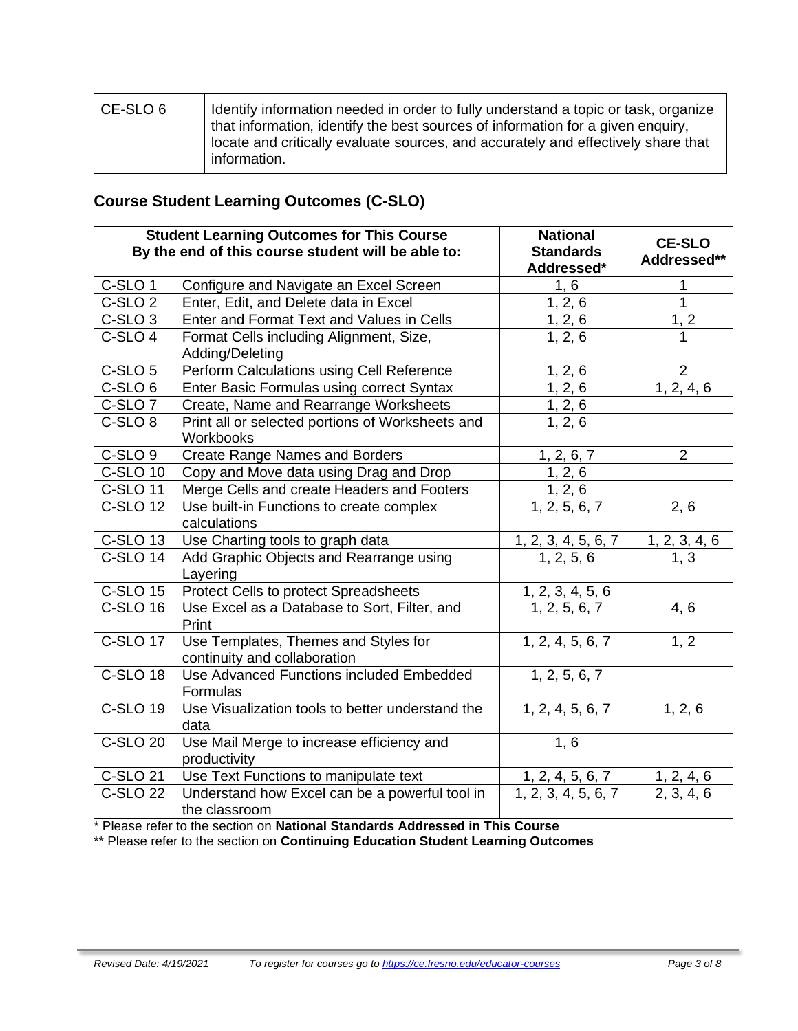| CE-SLO 6 | Identify information needed in order to fully understand a topic or task, organize that information, identify the best sources of information for a given enquiry, locate and critically evaluate sources, and accurately and effectively share that information. |
|---|---|

## Course Student Learning Outcomes (C-SLO)

| Student Learning Outcomes for This Course By the end of this course student will be able to: | | National Standards Addressed* | CE-SLO Addressed** |
|---|---|---|---|
| C-SLO 1 | Configure and Navigate an Excel Screen | 1, 6 | 1 |
| C-SLO 2 | Enter, Edit, and Delete data in Excel | 1, 2, 6 | 1 |
| C-SLO 3 | Enter and Format Text and Values in Cells | 1, 2, 6 | 1, 2 |
| C-SLO 4 | Format Cells including Alignment, Size, Adding/Deleting | 1, 2, 6 | 1 |
| C-SLO 5 | Perform Calculations using Cell Reference | 1, 2, 6 | 2 |
| C-SLO 6 | Enter Basic Formulas using correct Syntax | 1, 2, 6 | 1, 2, 4, 6 |
| C-SLO 7 | Create, Name and Rearrange Worksheets | 1, 2, 6 | |
| C-SLO 8 | Print all or selected portions of Worksheets and Workbooks | 1, 2, 6 | |
| C-SLO 9 | Create Range Names and Borders | 1, 2, 6, 7 | 2 |
| C-SLO 10 | Copy and Move data using Drag and Drop | 1, 2, 6 | |
| C-SLO 11 | Merge Cells and create Headers and Footers | 1, 2, 6 | |
| C-SLO 12 | Use built-in Functions to create complex calculations | 1, 2, 5, 6, 7 | 2, 6 |
| C-SLO 13 | Use Charting tools to graph data | 1, 2, 3, 4, 5, 6, 7 | 1, 2, 3, 4, 6 |
| C-SLO 14 | Add Graphic Objects and Rearrange using Layering | 1, 2, 5, 6 | 1, 3 |
| C-SLO 15 | Protect Cells to protect Spreadsheets | 1, 2, 3, 4, 5, 6 | |
| C-SLO 16 | Use Excel as a Database to Sort, Filter, and Print | 1, 2, 5, 6, 7 | 4, 6 |
| C-SLO 17 | Use Templates, Themes and Styles for continuity and collaboration | 1, 2, 4, 5, 6, 7 | 1, 2 |
| C-SLO 18 | Use Advanced Functions included Embedded Formulas | 1, 2, 5, 6, 7 | |
| C-SLO 19 | Use Visualization tools to better understand the data | 1, 2, 4, 5, 6, 7 | 1, 2, 6 |
| C-SLO 20 | Use Mail Merge to increase efficiency and productivity | 1, 6 | |
| C-SLO 21 | Use Text Functions to manipulate text | 1, 2, 4, 5, 6, 7 | 1, 2, 4, 6 |
| C-SLO 22 | Understand how Excel can be a powerful tool in the classroom | 1, 2, 3, 4, 5, 6, 7 | 2, 3, 4, 6 |

\* Please refer to the section on **National Standards Addressed in This Course**

\*\* Please refer to the section on **Continuing Education Student Learning Outcomes**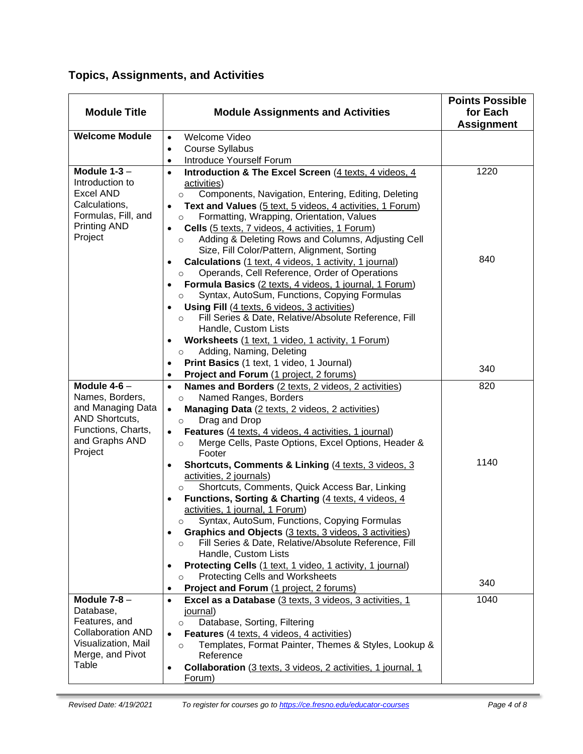## Topics, Assignments, and Activities

| Module Title | Module Assignments and Activities | Points Possible for Each Assignment |
|---|---|---|
| **Welcome Module** | • Welcome Video<br>• Course Syllabus<br>• Introduce Yourself Forum | |
| **Module 1-3** – Introduction to Excel AND Calculations, Formulas, Fill, and Printing AND Project | • **Introduction & The Excel Screen** (4 texts, 4 videos, 4 activities)<br>  ○ Components, Navigation, Entering, Editing, Deleting<br>• **Text and Values** (5 text, 5 videos, 4 activities, 1 Forum)<br>  ○ Formatting, Wrapping, Orientation, Values<br>• **Cells** (5 texts, 7 videos, 4 activities, 1 Forum)<br>  ○ Adding & Deleting Rows and Columns, Adjusting Cell Size, Fill Color/Pattern, Alignment, Sorting<br>• **Calculations** (1 text, 4 videos, 1 activity, 1 journal)<br>  ○ Operands, Cell Reference, Order of Operations<br>• **Formula Basics** (2 texts, 4 videos, 1 journal, 1 Forum)<br>  ○ Syntax, AutoSum, Functions, Copying Formulas<br>• **Using Fill** (4 texts, 6 videos, 3 activities)<br>  ○ Fill Series & Date, Relative/Absolute Reference, Fill Handle, Custom Lists<br>• **Worksheets** (1 text, 1 video, 1 activity, 1 Forum)<br>  ○ Adding, Naming, Deleting<br>• **Print Basics** (1 text, 1 video, 1 Journal)<br>• **Project and Forum** (1 project, 2 forums) | 1220<br><br>840<br><br>340 |
| **Module 4-6** – Names, Borders, and Managing Data AND Shortcuts, Functions, Charts, and Graphs AND Project | • **Names and Borders** (2 texts, 2 videos, 2 activities)<br>  ○ Named Ranges, Borders<br>• **Managing Data** (2 texts, 2 videos, 2 activities)<br>  ○ Drag and Drop<br>• **Features** (4 texts, 4 videos, 4 activities, 1 journal)<br>  ○ Merge Cells, Paste Options, Excel Options, Header & Footer<br>• **Shortcuts, Comments & Linking** (4 texts, 3 videos, 3 activities, 2 journals)<br>  ○ Shortcuts, Comments, Quick Access Bar, Linking<br>• **Functions, Sorting & Charting** (4 texts, 4 videos, 4 activities, 1 journal, 1 Forum)<br>  ○ Syntax, AutoSum, Functions, Copying Formulas<br>• **Graphics and Objects** (3 texts, 3 videos, 3 activities)<br>  ○ Fill Series & Date, Relative/Absolute Reference, Fill Handle, Custom Lists<br>• **Protecting Cells** (1 text, 1 video, 1 activity, 1 journal)<br>  ○ Protecting Cells and Worksheets<br>• **Project and Forum** (1 project, 2 forums) | 820<br><br>1140<br><br>340 |
| **Module 7-8** – Database, Features, and Collaboration AND Visualization, Mail Merge, and Pivot Table | • **Excel as a Database** (3 texts, 3 videos, 3 activities, 1 journal)<br>  ○ Database, Sorting, Filtering<br>• **Features** (4 texts, 4 videos, 4 activities)<br>  ○ Templates, Format Painter, Themes & Styles, Lookup & Reference<br>• **Collaboration** (3 texts, 3 videos, 2 activities, 1 journal, 1 Forum) | 1040 |

*Revised Date: 4/19/2021* *To register for courses go to https://ce.fresno.edu/educator-courses*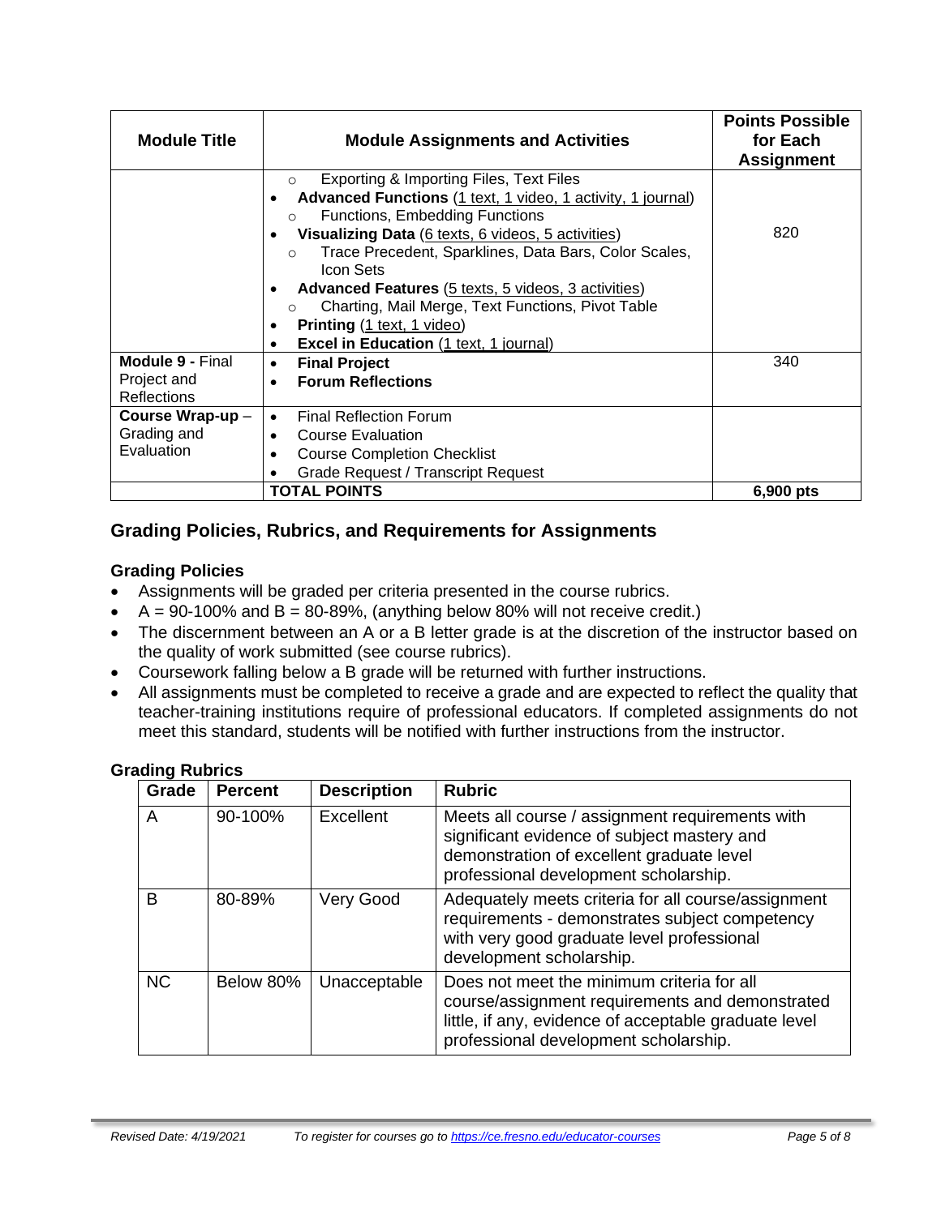| Module Title | Module Assignments and Activities | Points Possible for Each Assignment |
|---|---|---|
| | ○ Exporting & Importing Files, Text Files<br>• **Advanced Functions** (1 text, 1 video, 1 activity, 1 journal)<br>○ Functions, Embedding Functions<br>• **Visualizing Data** (6 texts, 6 videos, 5 activities)<br>○ Trace Precedent, Sparklines, Data Bars, Color Scales, Icon Sets<br>• **Advanced Features** (5 texts, 5 videos, 3 activities)<br>○ Charting, Mail Merge, Text Functions, Pivot Table<br>• **Printing** (1 text, 1 video)<br>• **Excel in Education** (1 text, 1 journal) | 820 |
| **Module 9 -** Final Project and Reflections | • **Final Project**<br>• **Forum Reflections** | 340 |
| **Course Wrap-up** – Grading and Evaluation | • Final Reflection Forum<br>• Course Evaluation<br>• Course Completion Checklist<br>• Grade Request / Transcript Request | |
| | **TOTAL POINTS** | **6,900 pts** |

## Grading Policies, Rubrics, and Requirements for Assignments

### Grading Policies

- Assignments will be graded per criteria presented in the course rubrics.
- A = 90-100% and B = 80-89%, (anything below 80% will not receive credit.)
- The discernment between an A or a B letter grade is at the discretion of the instructor based on the quality of work submitted (see course rubrics).
- Coursework falling below a B grade will be returned with further instructions.
- All assignments must be completed to receive a grade and are expected to reflect the quality that teacher-training institutions require of professional educators. If completed assignments do not meet this standard, students will be notified with further instructions from the instructor.

### Grading Rubrics

| Grade | Percent | Description | Rubric |
|---|---|---|---|
| A | 90-100% | Excellent | Meets all course / assignment requirements with significant evidence of subject mastery and demonstration of excellent graduate level professional development scholarship. |
| B | 80-89% | Very Good | Adequately meets criteria for all course/assignment requirements - demonstrates subject competency with very good graduate level professional development scholarship. |
| NC | Below 80% | Unacceptable | Does not meet the minimum criteria for all course/assignment requirements and demonstrated little, if any, evidence of acceptable graduate level professional development scholarship. |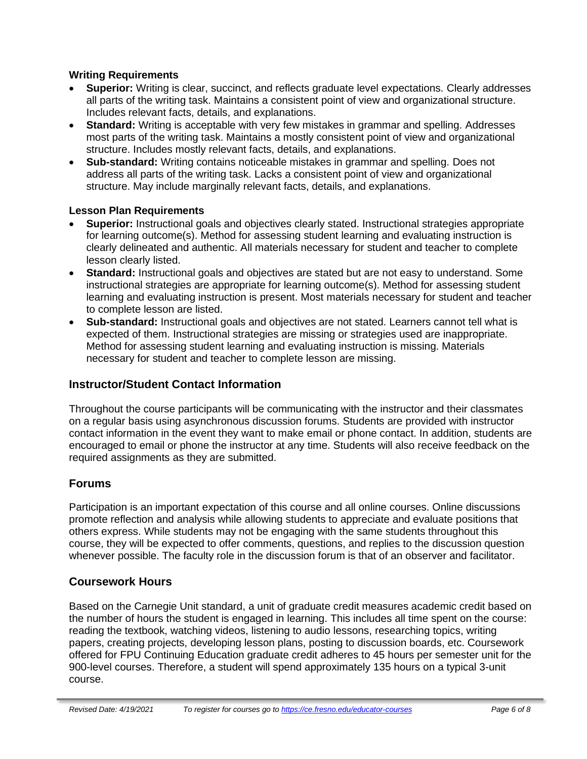### Writing Requirements

- **Superior:** Writing is clear, succinct, and reflects graduate level expectations. Clearly addresses all parts of the writing task. Maintains a consistent point of view and organizational structure. Includes relevant facts, details, and explanations.
- **Standard:** Writing is acceptable with very few mistakes in grammar and spelling. Addresses most parts of the writing task. Maintains a mostly consistent point of view and organizational structure. Includes mostly relevant facts, details, and explanations.
- **Sub-standard:** Writing contains noticeable mistakes in grammar and spelling. Does not address all parts of the writing task. Lacks a consistent point of view and organizational structure. May include marginally relevant facts, details, and explanations.

### Lesson Plan Requirements

- **Superior:** Instructional goals and objectives clearly stated. Instructional strategies appropriate for learning outcome(s). Method for assessing student learning and evaluating instruction is clearly delineated and authentic. All materials necessary for student and teacher to complete lesson clearly listed.
- **Standard:** Instructional goals and objectives are stated but are not easy to understand. Some instructional strategies are appropriate for learning outcome(s). Method for assessing student learning and evaluating instruction is present. Most materials necessary for student and teacher to complete lesson are listed.
- **Sub-standard:** Instructional goals and objectives are not stated. Learners cannot tell what is expected of them. Instructional strategies are missing or strategies used are inappropriate. Method for assessing student learning and evaluating instruction is missing. Materials necessary for student and teacher to complete lesson are missing.

## Instructor/Student Contact Information

Throughout the course participants will be communicating with the instructor and their classmates on a regular basis using asynchronous discussion forums. Students are provided with instructor contact information in the event they want to make email or phone contact. In addition, students are encouraged to email or phone the instructor at any time. Students will also receive feedback on the required assignments as they are submitted.

## Forums

Participation is an important expectation of this course and all online courses. Online discussions promote reflection and analysis while allowing students to appreciate and evaluate positions that others express. While students may not be engaging with the same students throughout this course, they will be expected to offer comments, questions, and replies to the discussion question whenever possible. The faculty role in the discussion forum is that of an observer and facilitator.

## Coursework Hours

Based on the Carnegie Unit standard, a unit of graduate credit measures academic credit based on the number of hours the student is engaged in learning. This includes all time spent on the course: reading the textbook, watching videos, listening to audio lessons, researching topics, writing papers, creating projects, developing lesson plans, posting to discussion boards, etc. Coursework offered for FPU Continuing Education graduate credit adheres to 45 hours per semester unit for the 900-level courses. Therefore, a student will spend approximately 135 hours on a typical 3-unit course.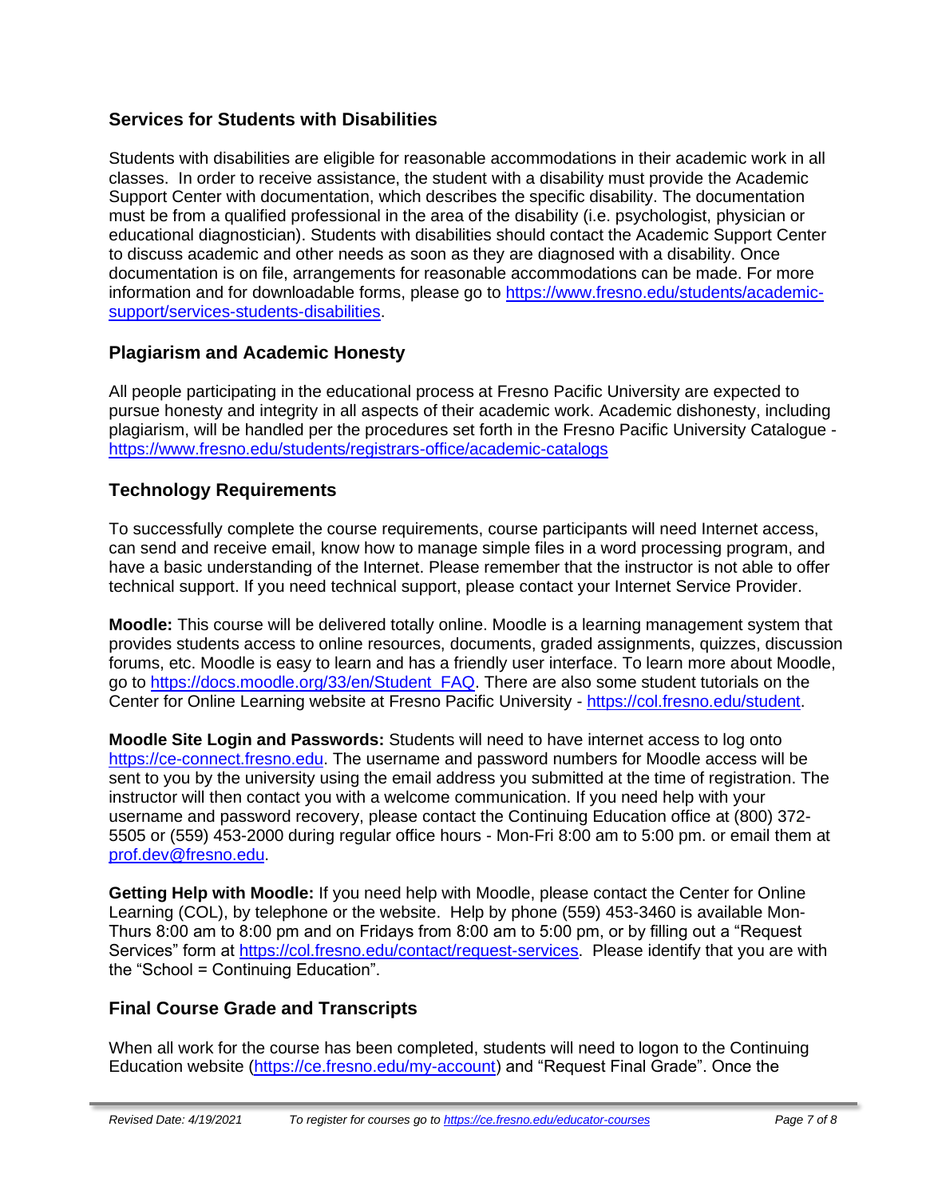## Services for Students with Disabilities

Students with disabilities are eligible for reasonable accommodations in their academic work in all classes. In order to receive assistance, the student with a disability must provide the Academic Support Center with documentation, which describes the specific disability. The documentation must be from a qualified professional in the area of the disability (i.e. psychologist, physician or educational diagnostician). Students with disabilities should contact the Academic Support Center to discuss academic and other needs as soon as they are diagnosed with a disability. Once documentation is on file, arrangements for reasonable accommodations can be made. For more information and for downloadable forms, please go to [https://www.fresno.edu/students/academic-support/services-students-disabilities](https://www.fresno.edu/students/academic-support/services-students-disabilities).

## Plagiarism and Academic Honesty

All people participating in the educational process at Fresno Pacific University are expected to pursue honesty and integrity in all aspects of their academic work. Academic dishonesty, including plagiarism, will be handled per the procedures set forth in the Fresno Pacific University Catalogue - [https://www.fresno.edu/students/registrars-office/academic-catalogs](https://www.fresno.edu/students/registrars-office/academic-catalogs)

## Technology Requirements

To successfully complete the course requirements, course participants will need Internet access, can send and receive email, know how to manage simple files in a word processing program, and have a basic understanding of the Internet. Please remember that the instructor is not able to offer technical support. If you need technical support, please contact your Internet Service Provider.

**Moodle:** This course will be delivered totally online. Moodle is a learning management system that provides students access to online resources, documents, graded assignments, quizzes, discussion forums, etc. Moodle is easy to learn and has a friendly user interface. To learn more about Moodle, go to [https://docs.moodle.org/33/en/Student_FAQ](https://docs.moodle.org/33/en/Student_FAQ). There are also some student tutorials on the Center for Online Learning website at Fresno Pacific University - [https://col.fresno.edu/student](https://col.fresno.edu/student).

**Moodle Site Login and Passwords:** Students will need to have internet access to log onto [https://ce-connect.fresno.edu](https://ce-connect.fresno.edu). The username and password numbers for Moodle access will be sent to you by the university using the email address you submitted at the time of registration. The instructor will then contact you with a welcome communication. If you need help with your username and password recovery, please contact the Continuing Education office at (800) 372-5505 or (559) 453-2000 during regular office hours - Mon-Fri 8:00 am to 5:00 pm. or email them at [prof.dev@fresno.edu](mailto:prof.dev@fresno.edu).

**Getting Help with Moodle:** If you need help with Moodle, please contact the Center for Online Learning (COL), by telephone or the website. Help by phone (559) 453-3460 is available Mon-Thurs 8:00 am to 8:00 pm and on Fridays from 8:00 am to 5:00 pm, or by filling out a "Request Services" form at [https://col.fresno.edu/contact/request-services](https://col.fresno.edu/contact/request-services). Please identify that you are with the "School = Continuing Education".

## Final Course Grade and Transcripts

When all work for the course has been completed, students will need to logon to the Continuing Education website ([https://ce.fresno.edu/my-account](https://ce.fresno.edu/my-account)) and "Request Final Grade". Once the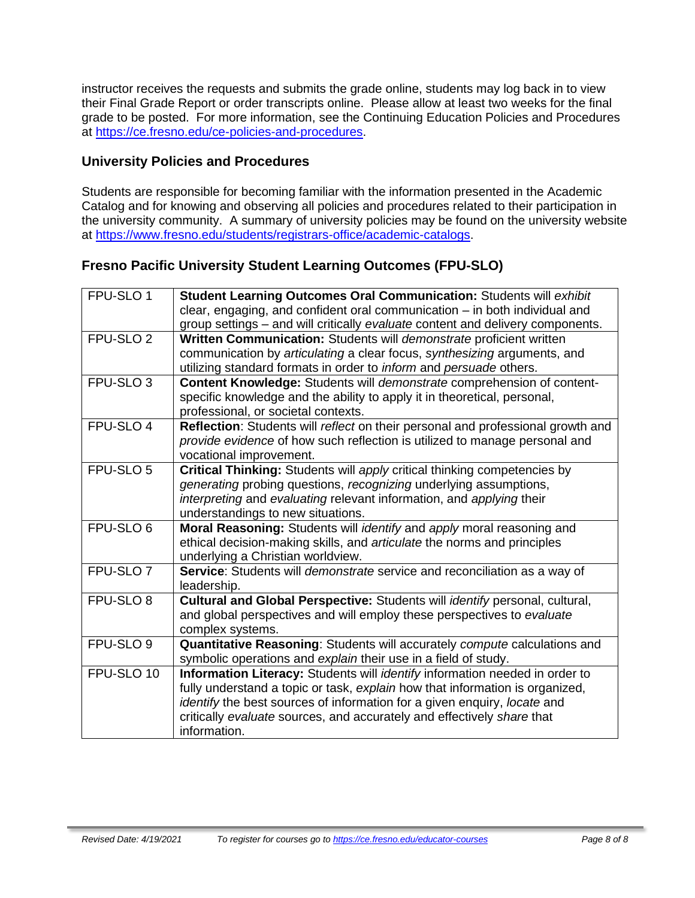instructor receives the requests and submits the grade online, students may log back in to view their Final Grade Report or order transcripts online. Please allow at least two weeks for the final grade to be posted. For more information, see the Continuing Education Policies and Procedures at https://ce.fresno.edu/ce-policies-and-procedures.

### University Policies and Procedures

Students are responsible for becoming familiar with the information presented in the Academic Catalog and for knowing and observing all policies and procedures related to their participation in the university community. A summary of university policies may be found on the university website at https://www.fresno.edu/students/registrars-office/academic-catalogs.

## Fresno Pacific University Student Learning Outcomes (FPU-SLO)

| | |
|---|---|
| FPU-SLO 1 | **Student Learning Outcomes Oral Communication:** Students will *exhibit* clear, engaging, and confident oral communication – in both individual and group settings – and will critically *evaluate* content and delivery components. |
| FPU-SLO 2 | **Written Communication:** Students will *demonstrate* proficient written communication by *articulating* a clear focus, *synthesizing* arguments, and utilizing standard formats in order to *inform* and *persuade* others. |
| FPU-SLO 3 | **Content Knowledge:** Students will *demonstrate* comprehension of content-specific knowledge and the ability to apply it in theoretical, personal, professional, or societal contexts. |
| FPU-SLO 4 | **Reflection**: Students will *reflect* on their personal and professional growth and *provide evidence* of how such reflection is utilized to manage personal and vocational improvement. |
| FPU-SLO 5 | **Critical Thinking:** Students will *apply* critical thinking competencies by *generating* probing questions, *recognizing* underlying assumptions, *interpreting* and *evaluating* relevant information, and *applying* their understandings to new situations. |
| FPU-SLO 6 | **Moral Reasoning:** Students will *identify* and *apply* moral reasoning and ethical decision-making skills, and *articulate* the norms and principles underlying a Christian worldview. |
| FPU-SLO 7 | **Service**: Students will *demonstrate* service and reconciliation as a way of leadership. |
| FPU-SLO 8 | **Cultural and Global Perspective:** Students will *identify* personal, cultural, and global perspectives and will employ these perspectives to *evaluate* complex systems. |
| FPU-SLO 9 | **Quantitative Reasoning**: Students will accurately *compute* calculations and symbolic operations and *explain* their use in a field of study. |
| FPU-SLO 10 | **Information Literacy:** Students will *identify* information needed in order to fully understand a topic or task, *explain* how that information is organized, *identify* the best sources of information for a given enquiry, *locate* and critically *evaluate* sources, and accurately and effectively *share* that information. |